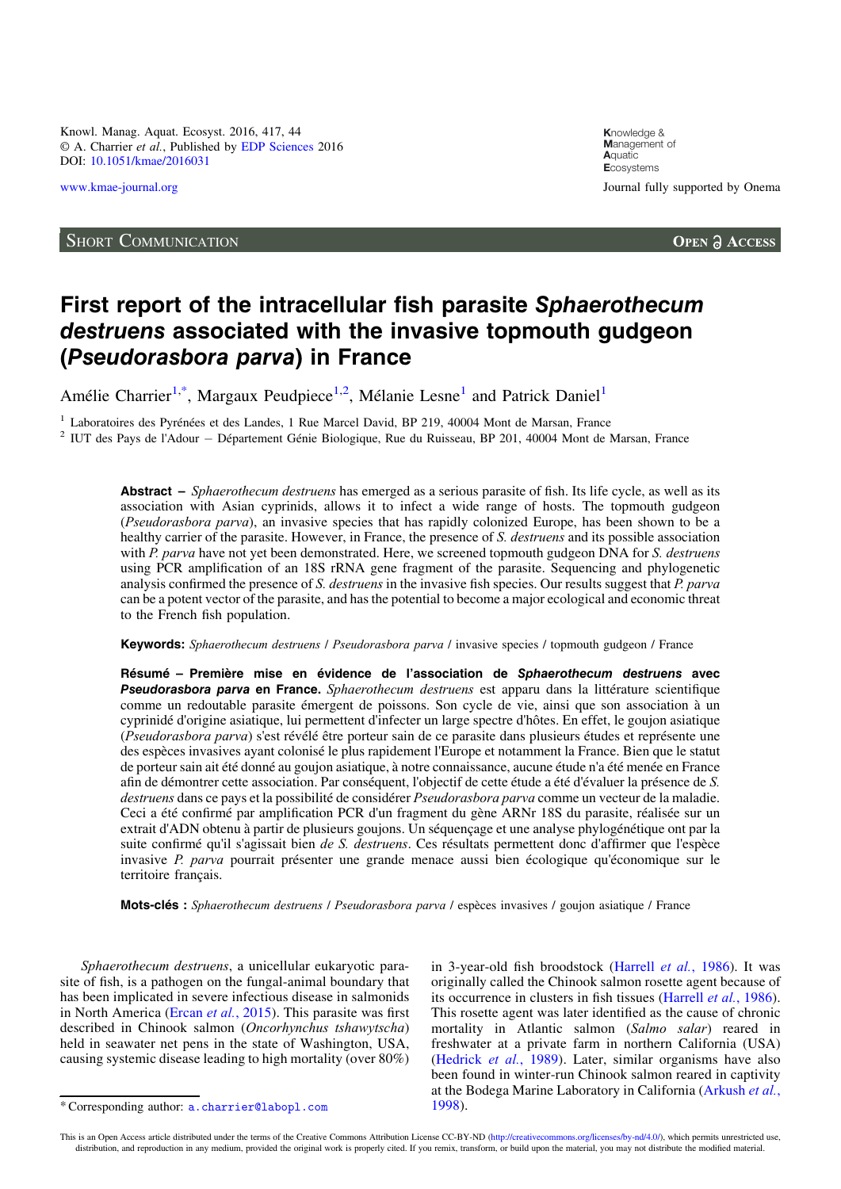Knowl. Manag. Aquat. Ecosyst. 2016, 417, 44
© A. Charrier *et al.*, Published by EDP Sciences 2016
DOI: 10.1051/kmae/2016031

www.kmae-journal.org

Knowledge & Management of Aquatic Ecosystems

Journal fully supported by Onema

Short Communication — Open Access

# First report of the intracellular fish parasite *Sphaerothecum destruens* associated with the invasive topmouth gudgeon (*Pseudorasbora parva*) in France

Amélie Charrier[1,*], Margaux Peudpiece[1,2], Mélanie Lesne[1] and Patrick Daniel[1]

[1] Laboratoires des Pyrénées et des Landes, 1 Rue Marcel David, BP 219, 40004 Mont de Marsan, France

[2] IUT des Pays de l'Adour – Département Génie Biologique, Rue du Ruisseau, BP 201, 40004 Mont de Marsan, France

**Abstract –** *Sphaerothecum destruens* has emerged as a serious parasite of fish. Its life cycle, as well as its association with Asian cyprinids, allows it to infect a wide range of hosts. The topmouth gudgeon (*Pseudorasbora parva*), an invasive species that has rapidly colonized Europe, has been shown to be a healthy carrier of the parasite. However, in France, the presence of *S. destruens* and its possible association with *P. parva* have not yet been demonstrated. Here, we screened topmouth gudgeon DNA for *S. destruens* using PCR amplification of an 18S rRNA gene fragment of the parasite. Sequencing and phylogenetic analysis confirmed the presence of *S. destruens* in the invasive fish species. Our results suggest that *P. parva* can be a potent vector of the parasite, and has the potential to become a major ecological and economic threat to the French fish population.

**Keywords:** *Sphaerothecum destruens* / *Pseudorasbora parva* / invasive species / topmouth gudgeon / France

**Résumé – Première mise en évidence de l'association de *Sphaerothecum destruens* avec *Pseudorasbora parva* en France.** *Sphaerothecum destruens* est apparu dans la littérature scientifique comme un redoutable parasite émergent de poissons. Son cycle de vie, ainsi que son association à un cyprinidé d'origine asiatique, lui permettent d'infecter un large spectre d'hôtes. En effet, le goujon asiatique (*Pseudorasbora parva*) s'est révélé être porteur sain de ce parasite dans plusieurs études et représente une des espèces invasives ayant colonisé le plus rapidement l'Europe et notamment la France. Bien que le statut de porteur sain ait été donné au goujon asiatique, à notre connaissance, aucune étude n'a été menée en France afin de démontrer cette association. Par conséquent, l'objectif de cette étude a été d'évaluer la présence de *S. destruens* dans ce pays et la possibilité de considérer *Pseudorasbora parva* comme un vecteur de la maladie. Ceci a été confirmé par amplification PCR d'un fragment du gène ARNr 18S du parasite, réalisée sur un extrait d'ADN obtenu à partir de plusieurs goujons. Un séquençage et une analyse phylogénétique ont par la suite confirmé qu'il s'agissait bien *de S. destruens*. Ces résultats permettent donc d'affirmer que l'espèce invasive *P. parva* pourrait présenter une grande menace aussi bien écologique qu'économique sur le territoire français.

**Mots-clés :** *Sphaerothecum destruens* / *Pseudorasbora parva* / espèces invasives / goujon asiatique / France

*Sphaerothecum destruens*, a unicellular eukaryotic parasite of fish, is a pathogen on the fungal-animal boundary that has been implicated in severe infectious disease in salmonids in North America (Ercan *et al.*, 2015). This parasite was first described in Chinook salmon (*Oncorhynchus tshawytscha*) held in seawater net pens in the state of Washington, USA, causing systemic disease leading to high mortality (over 80%) in 3-year-old fish broodstock (Harrell *et al.*, 1986). It was originally called the Chinook salmon rosette agent because of its occurrence in clusters in fish tissues (Harrell *et al.*, 1986). This rosette agent was later identified as the cause of chronic mortality in Atlantic salmon (*Salmo salar*) reared in freshwater at a private farm in northern California (USA) (Hedrick *et al.*, 1989). Later, similar organisms have also been found in winter-run Chinook salmon reared in captivity at the Bodega Marine Laboratory in California (Arkush *et al.*, 1998).

* Corresponding author: a.charrier@labopl.com

This is an Open Access article distributed under the terms of the Creative Commons Attribution License CC-BY-ND (http://creativecommons.org/licenses/by-nd/4.0/), which permits unrestricted use, distribution, and reproduction in any medium, provided the original work is properly cited. If you remix, transform, or build upon the material, you may not distribute the modified material.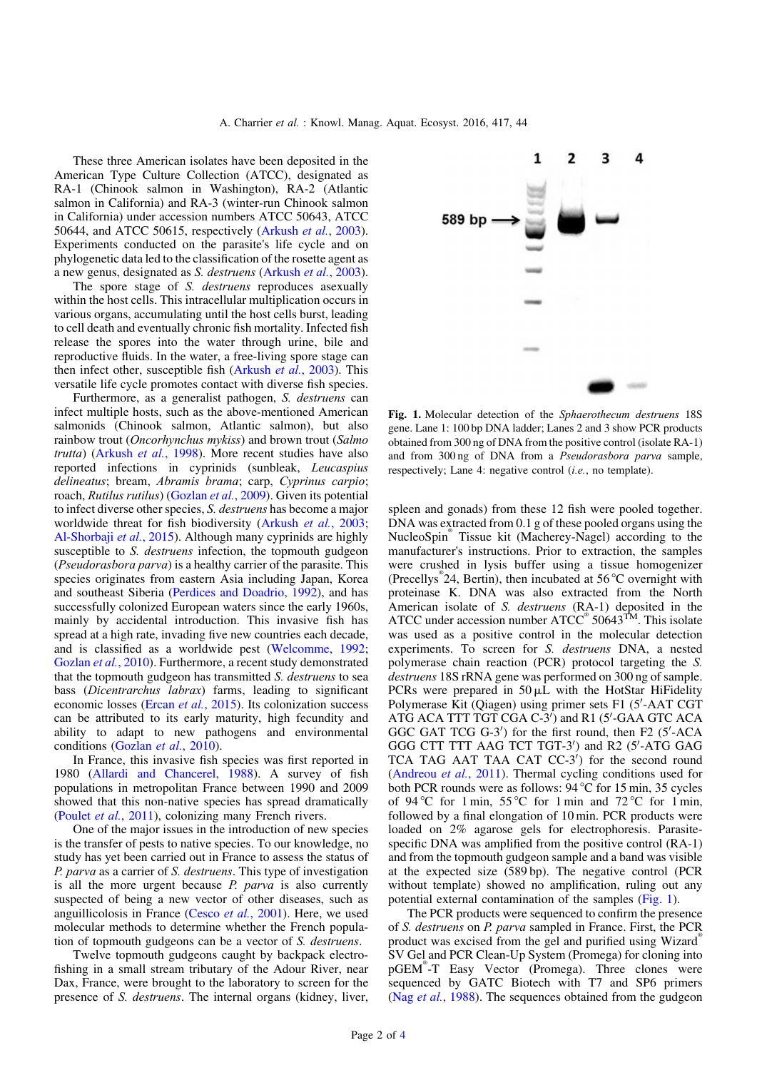These three American isolates have been deposited in the American Type Culture Collection (ATCC), designated as RA-1 (Chinook salmon in Washington), RA-2 (Atlantic salmon in California) and RA-3 (winter-run Chinook salmon in California) under accession numbers ATCC 50643, ATCC 50644, and ATCC 50615, respectively (Arkush *et al.*, 2003). Experiments conducted on the parasite's life cycle and on phylogenetic data led to the classification of the rosette agent as a new genus, designated as *S. destruens* (Arkush *et al.*, 2003).

The spore stage of *S. destruens* reproduces asexually within the host cells. This intracellular multiplication occurs in various organs, accumulating until the host cells burst, leading to cell death and eventually chronic fish mortality. Infected fish release the spores into the water through urine, bile and reproductive fluids. In the water, a free-living spore stage can then infect other, susceptible fish (Arkush *et al.*, 2003). This versatile life cycle promotes contact with diverse fish species.

Furthermore, as a generalist pathogen, *S. destruens* can infect multiple hosts, such as the above-mentioned American salmonids (Chinook salmon, Atlantic salmon), but also rainbow trout (*Oncorhynchus mykiss*) and brown trout (*Salmo trutta*) (Arkush *et al.*, 1998). More recent studies have also reported infections in cyprinids (sunbleak, *Leucaspius delineatus*; bream, *Abramis brama*; carp, *Cyprinus carpio*; roach, *Rutilus rutilus*) (Gozlan *et al.*, 2009). Given its potential to infect diverse other species, *S. destruens* has become a major worldwide threat for fish biodiversity (Arkush *et al.*, 2003; Al-Shorbaji *et al.*, 2015). Although many cyprinids are highly susceptible to *S. destruens* infection, the topmouth gudgeon (*Pseudorasbora parva*) is a healthy carrier of the parasite. This species originates from eastern Asia including Japan, Korea and southeast Siberia (Perdices and Doadrio, 1992), and has successfully colonized European waters since the early 1960s, mainly by accidental introduction. This invasive fish has spread at a high rate, invading five new countries each decade, and is classified as a worldwide pest (Welcomme, 1992; Gozlan *et al.*, 2010). Furthermore, a recent study demonstrated that the topmouth gudgeon has transmitted *S. destruens* to sea bass (*Dicentrarchus labrax*) farms, leading to significant economic losses (Ercan *et al.*, 2015). Its colonization success can be attributed to its early maturity, high fecundity and ability to adapt to new pathogens and environmental conditions (Gozlan *et al.*, 2010).

In France, this invasive fish species was first reported in 1980 (Allardi and Chancerel, 1988). A survey of fish populations in metropolitan France between 1990 and 2009 showed that this non-native species has spread dramatically (Poulet *et al.*, 2011), colonizing many French rivers.

One of the major issues in the introduction of new species is the transfer of pests to native species. To our knowledge, no study has yet been carried out in France to assess the status of *P. parva* as a carrier of *S. destruens*. This type of investigation is all the more urgent because *P. parva* is also currently suspected of being a new vector of other diseases, such as anguillicolosis in France (Cesco *et al.*, 2001). Here, we used molecular methods to determine whether the French population of topmouth gudgeons can be a vector of *S. destruens*.

Twelve topmouth gudgeons caught by backpack electrofishing in a small stream tributary of the Adour River, near Dax, France, were brought to the laboratory to screen for the presence of *S. destruens*. The internal organs (kidney, liver, spleen and gonads) from these 12 fish were pooled together. DNA was extracted from 0.1 g of these pooled organs using the NucleoSpin® Tissue kit (Macherey-Nagel) according to the manufacturer's instructions. Prior to extraction, the samples were crushed in lysis buffer using a tissue homogenizer (Precellys® 24, Bertin), then incubated at 56 °C overnight with proteinase K. DNA was also extracted from the North American isolate of *S. destruens* (RA-1) deposited in the ATCC under accession number ATCC® 50643™. This isolate was used as a positive control in the molecular detection experiments. To screen for *S. destruens* DNA, a nested polymerase chain reaction (PCR) protocol targeting the *S. destruens* 18S rRNA gene was performed on 300 ng of sample. PCRs were prepared in 50 µL with the HotStar HiFidelity Polymerase Kit (Qiagen) using primer sets F1 (5′-AAT CGT ATG ACA TTT TGT CGA C-3′) and R1 (5′-GAA GTC ACA GGC GAT TCG G-3′) for the first round, then F2 (5′-ACA GGG CTT TTT AAG TCT TGT-3′) and R2 (5′-ATG GAG TCA TAG AAT TAA CAT CC-3′) for the second round (Andreou *et al.*, 2011). Thermal cycling conditions used for both PCR rounds were as follows: 94 °C for 15 min, 35 cycles of 94 °C for 1 min, 55 °C for 1 min and 72 °C for 1 min, followed by a final elongation of 10 min. PCR products were loaded on 2% agarose gels for electrophoresis. Parasite-specific DNA was amplified from the positive control (RA-1) and from the topmouth gudgeon sample and a band was visible at the expected size (589 bp). The negative control (PCR without template) showed no amplification, ruling out any potential external contamination of the samples (Fig. 1).

**Fig. 1.** Molecular detection of the *Sphaerothecum destruens* 18S gene. Lane 1: 100 bp DNA ladder; Lanes 2 and 3 show PCR products obtained from 300 ng of DNA from the positive control (isolate RA-1) and from 300 ng of DNA from a *Pseudorasbora parva* sample, respectively; Lane 4: negative control (*i.e.*, no template).

The PCR products were sequenced to confirm the presence of *S. destruens* on *P. parva* sampled in France. First, the PCR product was excised from the gel and purified using Wizard® SV Gel and PCR Clean-Up System (Promega) for cloning into pGEM®-T Easy Vector (Promega). Three clones were sequenced by GATC Biotech with T7 and SP6 primers (Nag *et al.*, 1988). The sequences obtained from the gudgeon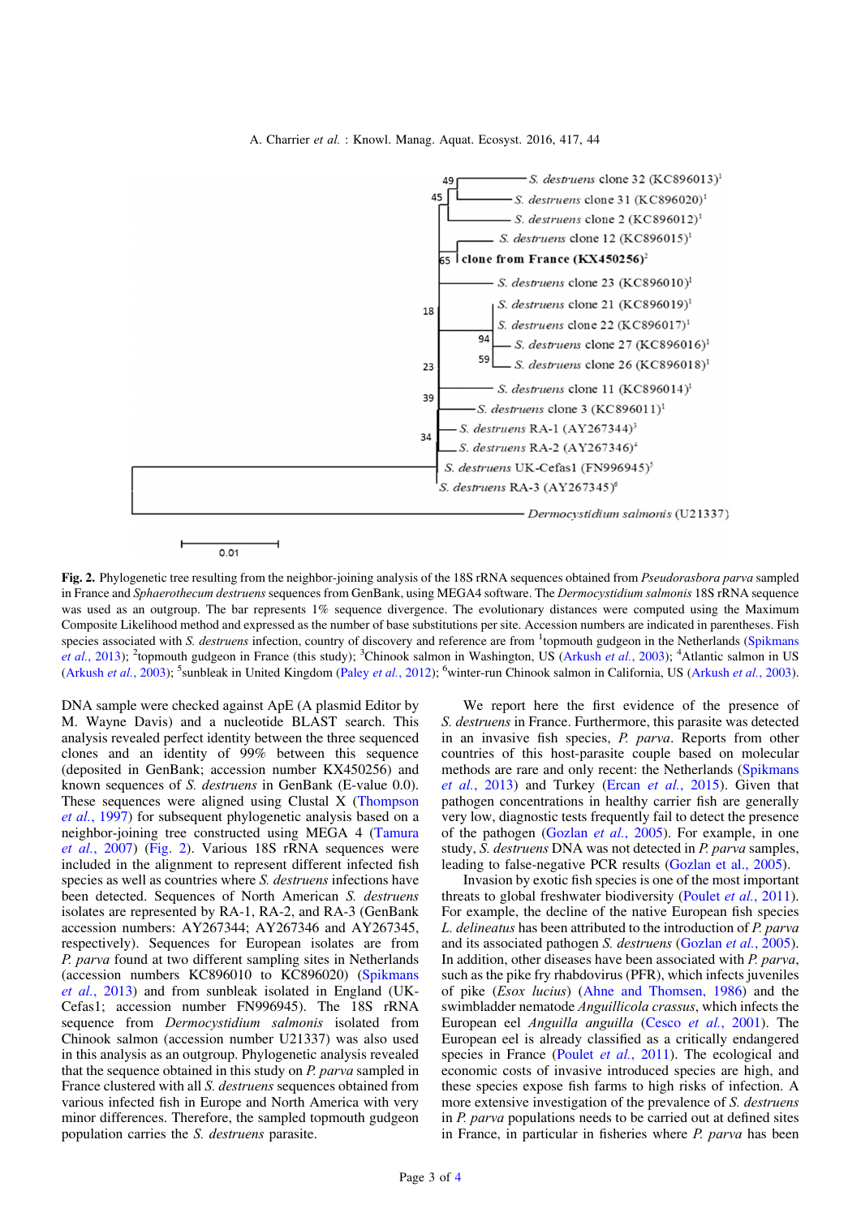**Fig. 2.** Phylogenetic tree resulting from the neighbor-joining analysis of the 18S rRNA sequences obtained from *Pseudorasbora parva* sampled in France and *Sphaerothecum destruens* sequences from GenBank, using MEGA4 software. The *Dermocystidium salmonis* 18S rRNA sequence was used as an outgroup. The bar represents 1% sequence divergence. The evolutionary distances were computed using the Maximum Composite Likelihood method and expressed as the number of base substitutions per site. Accession numbers are indicated in parentheses. Fish species associated with *S. destruens*, country of discovery and reference are from [1]topmouth gudgeon in the Netherlands (Spikmans *et al.*, 2013); [2]topmouth gudgeon in France (this study); [3]Chinook salmon in Washington, US (Arkush *et al.*, 2003); [4]Atlantic salmon in US (Arkush *et al.*, 2003); [5]sunbleak in United Kingdom (Paley *et al.*, 2012); [6]winter-run Chinook salmon in California, US (Arkush *et al.*, 2003).

DNA sample were checked against ApE (A plasmid Editor by M. Wayne Davis) and a nucleotide BLAST search. This analysis revealed perfect identity between the three sequenced clones and an identity of 99% between this sequence (deposited in GenBank; accession number KX450256) and known sequences of *S. destruens* in GenBank (E-value 0.0). These sequences were aligned using Clustal X (Thompson *et al.*, 1997) for subsequent phylogenetic analysis based on a neighbor-joining tree constructed using MEGA 4 (Tamura *et al.*, 2007) (Fig. 2). Various 18S rRNA sequences were included in the alignment to represent different infected fish species as well as countries where *S. destruens* infections have been detected. Sequences of North American *S. destruens* isolates are represented by RA-1, RA-2, and RA-3 (GenBank accession numbers: AY267344; AY267346 and AY267345, respectively). Sequences for European isolates are from *P. parva* found at two different sampling sites in Netherlands (accession numbers KC896010 to KC896020) (Spikmans *et al.*, 2013) and from sunbleak isolated in England (UK-Cefas1; accession number FN996945). The 18S rRNA sequence from *Dermocystidium salmonis* isolated from Chinook salmon (accession number U21337) was also used in this analysis as an outgroup. Phylogenetic analysis revealed that the sequence obtained in this study on *P. parva* sampled in France clustered with all *S. destruens* sequences obtained from various infected fish in Europe and North America with very minor differences. Therefore, the sampled topmouth gudgeon population carries the *S. destruens* parasite.

We report here the first evidence of the presence of *S. destruens* in France. Furthermore, this parasite was detected in an invasive fish species, *P. parva*. Reports from other countries of this host-parasite couple based on molecular methods are rare and only recent: the Netherlands (Spikmans *et al.*, 2013) and Turkey (Ercan *et al.*, 2015). Given that pathogen concentrations in healthy carrier fish are generally very low, diagnostic tests frequently fail to detect the presence of the pathogen (Gozlan *et al.*, 2005). For example, in one study, *S. destruens* DNA was not detected in *P. parva* samples, leading to false-negative PCR results (Gozlan et al., 2005).

Invasion by exotic fish species is one of the most important threats to global freshwater biodiversity (Poulet *et al.*, 2011). For example, the decline of the native European fish species *L. delineatus* has been attributed to the introduction of *P. parva* and its associated pathogen *S. destruens* (Gozlan *et al.*, 2005). In addition, other diseases have been associated with *P. parva*, such as the pike fry rhabdovirus (PFR), which infects juveniles of pike (*Esox lucius*) (Ahne and Thomsen, 1986) and the swimbladder nematode *Anguillicola crassus*, which infects the European eel *Anguilla anguilla* (Cesco *et al.*, 2001). The European eel is already classified as a critically endangered species in France (Poulet *et al.*, 2011). The ecological and economic costs of invasive introduced species are high, and these species expose fish farms to high risks of infection. A more extensive investigation of the prevalence of *S. destruens* in *P. parva* populations needs to be carried out at defined sites in France, in particular in fisheries where *P. parva* has been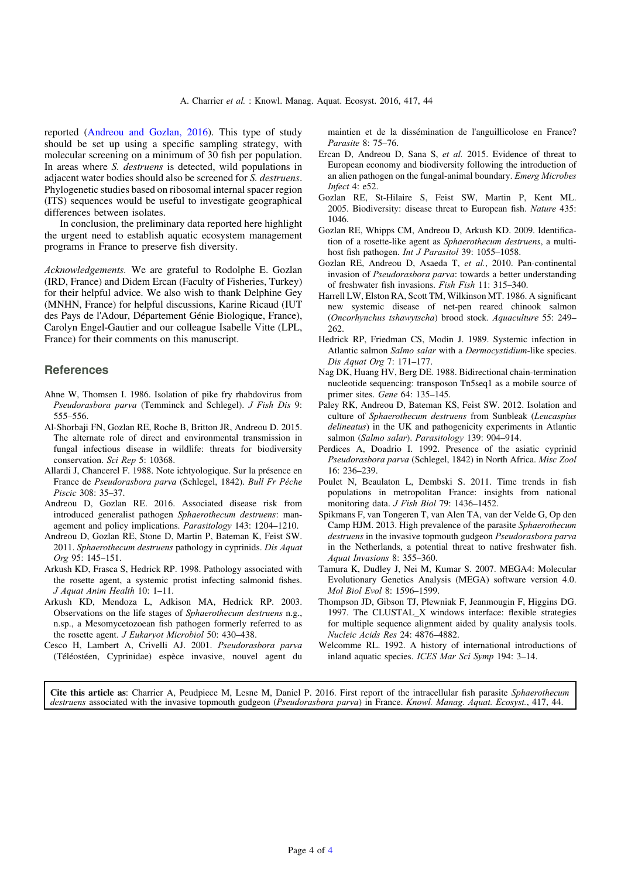reported (Andreou and Gozlan, 2016). This type of study should be set up using a specific sampling strategy, with molecular screening on a minimum of 30 fish per population. In areas where *S. destruens* is detected, wild populations in adjacent water bodies should also be screened for *S. destruens*. Phylogenetic studies based on ribosomal internal spacer region (ITS) sequences would be useful to investigate geographical differences between isolates.

In conclusion, the preliminary data reported here highlight the urgent need to establish aquatic ecosystem management programs in France to preserve fish diversity.

*Acknowledgements.* We are grateful to Rodolphe E. Gozlan (IRD, France) and Didem Ercan (Faculty of Fisheries, Turkey) for their helpful advice. We also wish to thank Delphine Gey (MNHN, France) for helpful discussions, Karine Ricaud (IUT des Pays de l'Adour, Département Génie Biologique, France), Carolyn Engel-Gautier and our colleague Isabelle Vitte (LPL, France) for their comments on this manuscript.

## References

Ahne W, Thomsen I. 1986. Isolation of pike fry rhabdovirus from *Pseudorasbora parva* (Temminck and Schlegel). *J Fish Dis* 9: 555–556.

Al-Shorbaji FN, Gozlan RE, Roche B, Britton JR, Andreou D. 2015. The alternate role of direct and environmental transmission in fungal infectious disease in wildlife: threats for biodiversity conservation. *Sci Rep* 5: 10368.

Allardi J, Chancerel F. 1988. Note ichtyologique. Sur la présence en France de *Pseudorasbora parva* (Schlegel, 1842). *Bull Fr Pêche Piscic* 308: 35–37.

Andreou D, Gozlan RE. 2016. Associated disease risk from introduced generalist pathogen *Sphaerothecum destruens*: management and policy implications. *Parasitology* 143: 1204–1210.

Andreou D, Gozlan RE, Stone D, Martin P, Bateman K, Feist SW. 2011. *Sphaerothecum destruens* pathology in cyprinids. *Dis Aquat Org* 95: 145–151.

Arkush KD, Frasca S, Hedrick RP. 1998. Pathology associated with the rosette agent, a systemic protist infecting salmonid fishes. *J Aquat Anim Health* 10: 1–11.

Arkush KD, Mendoza L, Adkison MA, Hedrick RP. 2003. Observations on the life stages of *Sphaerothecum destruens* n.g., n.sp., a Mesomycetozoean fish pathogen formerly referred to as the rosette agent. *J Eukaryot Microbiol* 50: 430–438.

Cesco H, Lambert A, Crivelli AJ. 2001. *Pseudorasbora parva* (Téléostéen, Cyprinidae) espèce invasive, nouvel agent du maintien et de la dissémination de l'anguillicolose en France? *Parasite* 8: 75–76.

Ercan D, Andreou D, Sana S, *et al.* 2015. Evidence of threat to European economy and biodiversity following the introduction of an alien pathogen on the fungal-animal boundary. *Emerg Microbes Infect* 4: e52.

Gozlan RE, St-Hilaire S, Feist SW, Martin P, Kent ML. 2005. Biodiversity: disease threat to European fish. *Nature* 435: 1046.

Gozlan RE, Whipps CM, Andreou D, Arkush KD. 2009. Identification of a rosette-like agent as *Sphaerothecum destruens*, a multi-host fish pathogen. *Int J Parasitol* 39: 1055–1058.

Gozlan RE, Andreou D, Asaeda T, *et al.*, 2010. Pan-continental invasion of *Pseudorasbora parva*: towards a better understanding of freshwater fish invasions. *Fish Fish* 11: 315–340.

Harrell LW, Elston RA, Scott TM, Wilkinson MT. 1986. A significant new systemic disease of net-pen reared chinook salmon (*Oncorhynchus tshawytscha*) brood stock. *Aquaculture* 55: 249–262.

Hedrick RP, Friedman CS, Modin J. 1989. Systemic infection in Atlantic salmon *Salmo salar* with a *Dermocystidium*-like species. *Dis Aquat Org* 7: 171–177.

Nag DK, Huang HV, Berg DE. 1988. Bidirectional chain-termination nucleotide sequencing: transposon Tn5seq1 as a mobile source of primer sites. *Gene* 64: 135–145.

Paley RK, Andreou D, Bateman KS, Feist SW. 2012. Isolation and culture of *Sphaerothecum destruens* from Sunbleak (*Leucaspius delineatus*) in the UK and pathogenicity experiments in Atlantic salmon (*Salmo salar*). *Parasitology* 139: 904–914.

Perdices A, Doadrio I. 1992. Presence of the asiatic cyprinid *Pseudorasbora parva* (Schlegel, 1842) in North Africa. *Misc Zool* 16: 236–239.

Poulet N, Beaulaton L, Dembski S. 2011. Time trends in fish populations in metropolitan France: insights from national monitoring data. *J Fish Biol* 79: 1436–1452.

Spikmans F, van Tongeren T, van Alen TA, van der Velde G, Op den Camp HJM. 2013. High prevalence of the parasite *Sphaerothecum destruens* in the invasive topmouth gudgeon *Pseudorasbora parva* in the Netherlands, a potential threat to native freshwater fish. *Aquat Invasions* 8: 355–360.

Tamura K, Dudley J, Nei M, Kumar S. 2007. MEGA4: Molecular Evolutionary Genetics Analysis (MEGA) software version 4.0. *Mol Biol Evol* 8: 1596–1599.

Thompson JD, Gibson TJ, Plewniak F, Jeanmougin F, Higgins DG. 1997. The CLUSTAL_X windows interface: flexible strategies for multiple sequence alignment aided by quality analysis tools. *Nucleic Acids Res* 24: 4876–4882.

Welcomme RL. 1992. A history of international introductions of inland aquatic species. *ICES Mar Sci Symp* 194: 3–14.

**Cite this article as**: Charrier A, Peudpiece M, Lesne M, Daniel P. 2016. First report of the intracellular fish parasite *Sphaerothecum destruens* associated with the invasive topmouth gudgeon (*Pseudorasbora parva*) in France. *Knowl. Manag. Aquat. Ecosyst.*, 417, 44.